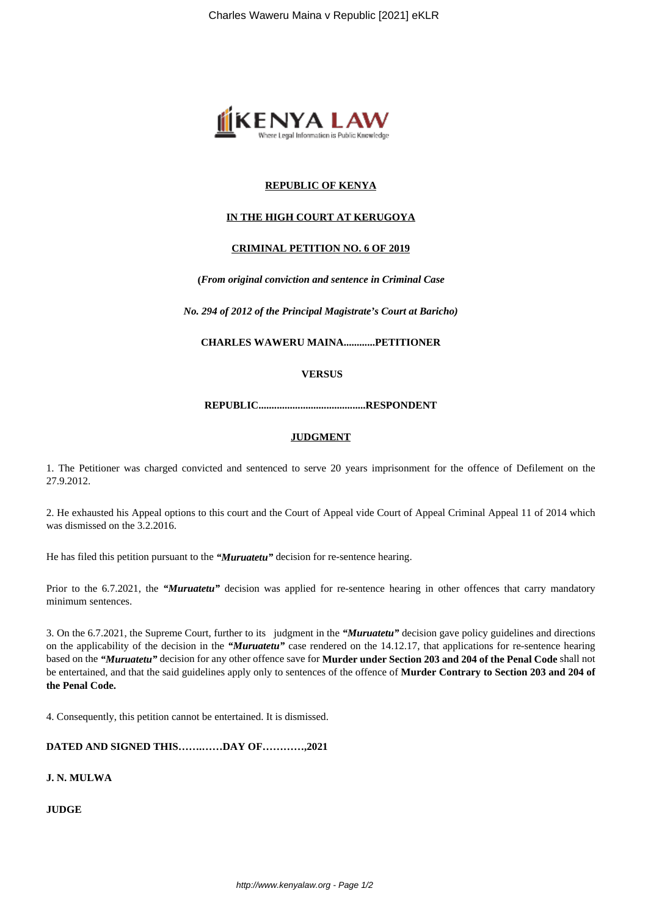**REPUBLIC OF KENYA**

**IN THE HIGH COURT AT KERUGOYA**

**CRIMINAL PETITION NO. 6 OF 2019**

**(*From original conviction and sentence in Criminal Case***

***No. 294 of 2012 of the Principal Magistrate's Court at Baricho)***

**CHARLES WAWERU MAINA............PETITIONER**

**VERSUS**

**REPUBLIC.........................................RESPONDENT**

**JUDGMENT**

1. The Petitioner was charged convicted and sentenced to serve 20 years imprisonment for the offence of Defilement on the 27.9.2012.

2. He exhausted his Appeal options to this court and the Court of Appeal vide Court of Appeal Criminal Appeal 11 of 2014 which was dismissed on the 3.2.2016.

He has filed this petition pursuant to the ***"Muruatetu"*** decision for re-sentence hearing.

Prior to the 6.7.2021, the ***"Muruatetu"*** decision was applied for re-sentence hearing in other offences that carry mandatory minimum sentences.

3. On the 6.7.2021, the Supreme Court, further to its judgment in the ***"Muruatetu"*** decision gave policy guidelines and directions on the applicability of the decision in the ***"Muruatetu"*** case rendered on the 14.12.17, that applications for re-sentence hearing based on the ***"Muruatetu"*** decision for any other offence save for **Murder under Section 203 and 204 of the Penal Code** shall not be entertained, and that the said guidelines apply only to sentences of the offence of **Murder Contrary to Section 203 and 204 of the Penal Code.**

4. Consequently, this petition cannot be entertained. It is dismissed.

**DATED AND SIGNED THIS……..……DAY OF…………,2021**

**J. N. MULWA**

**JUDGE**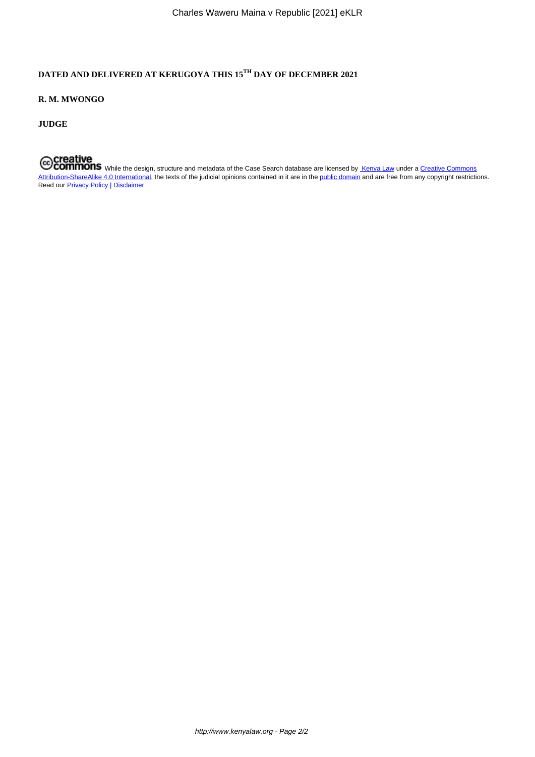**DATED AND DELIVERED AT KERUGOYA THIS 15TH DAY OF DECEMBER 2021**

**R. M. MWONGO**

**JUDGE**

While the design, structure and metadata of the Case Search database are licensed by Kenya Law under a Creative Commons Attribution-ShareAlike 4.0 International, the texts of the judicial opinions contained in it are in the public domain and are free from any copyright restrictions. Read our Privacy Policy | Disclaimer